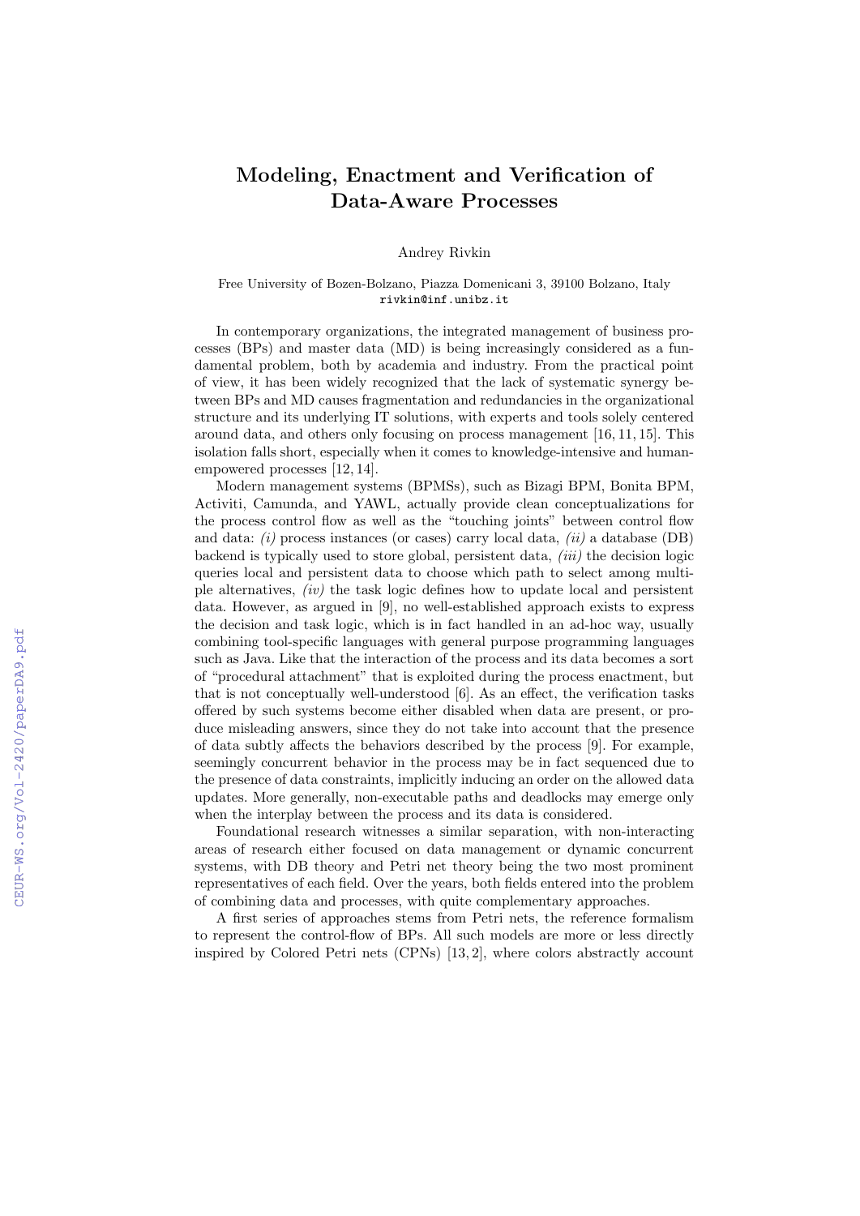# Modeling, Enactment and Verification of Data-Aware Processes

Andrey Rivkin

Free University of Bozen-Bolzano, Piazza Domenicani 3, 39100 Bolzano, Italy
rivkin@inf.unibz.it

In contemporary organizations, the integrated management of business processes (BPs) and master data (MD) is being increasingly considered as a fundamental problem, both by academia and industry. From the practical point of view, it has been widely recognized that the lack of systematic synergy between BPs and MD causes fragmentation and redundancies in the organizational structure and its underlying IT solutions, with experts and tools solely centered around data, and others only focusing on process management [16, 11, 15]. This isolation falls short, especially when it comes to knowledge-intensive and human-empowered processes [12, 14].

Modern management systems (BPMSs), such as Bizagi BPM, Bonita BPM, Activiti, Camunda, and YAWL, actually provide clean conceptualizations for the process control flow as well as the "touching joints" between control flow and data: *(i)* process instances (or cases) carry local data, *(ii)* a database (DB) backend is typically used to store global, persistent data, *(iii)* the decision logic queries local and persistent data to choose which path to select among multiple alternatives, *(iv)* the task logic defines how to update local and persistent data. However, as argued in [9], no well-established approach exists to express the decision and task logic, which is in fact handled in an ad-hoc way, usually combining tool-specific languages with general purpose programming languages such as Java. Like that the interaction of the process and its data becomes a sort of "procedural attachment" that is exploited during the process enactment, but that is not conceptually well-understood [6]. As an effect, the verification tasks offered by such systems become either disabled when data are present, or produce misleading answers, since they do not take into account that the presence of data subtly affects the behaviors described by the process [9]. For example, seemingly concurrent behavior in the process may be in fact sequenced due to the presence of data constraints, implicitly inducing an order on the allowed data updates. More generally, non-executable paths and deadlocks may emerge only when the interplay between the process and its data is considered.

Foundational research witnesses a similar separation, with non-interacting areas of research either focused on data management or dynamic concurrent systems, with DB theory and Petri net theory being the two most prominent representatives of each field. Over the years, both fields entered into the problem of combining data and processes, with quite complementary approaches.

A first series of approaches stems from Petri nets, the reference formalism to represent the control-flow of BPs. All such models are more or less directly inspired by Colored Petri nets (CPNs) [13, 2], where colors abstractly account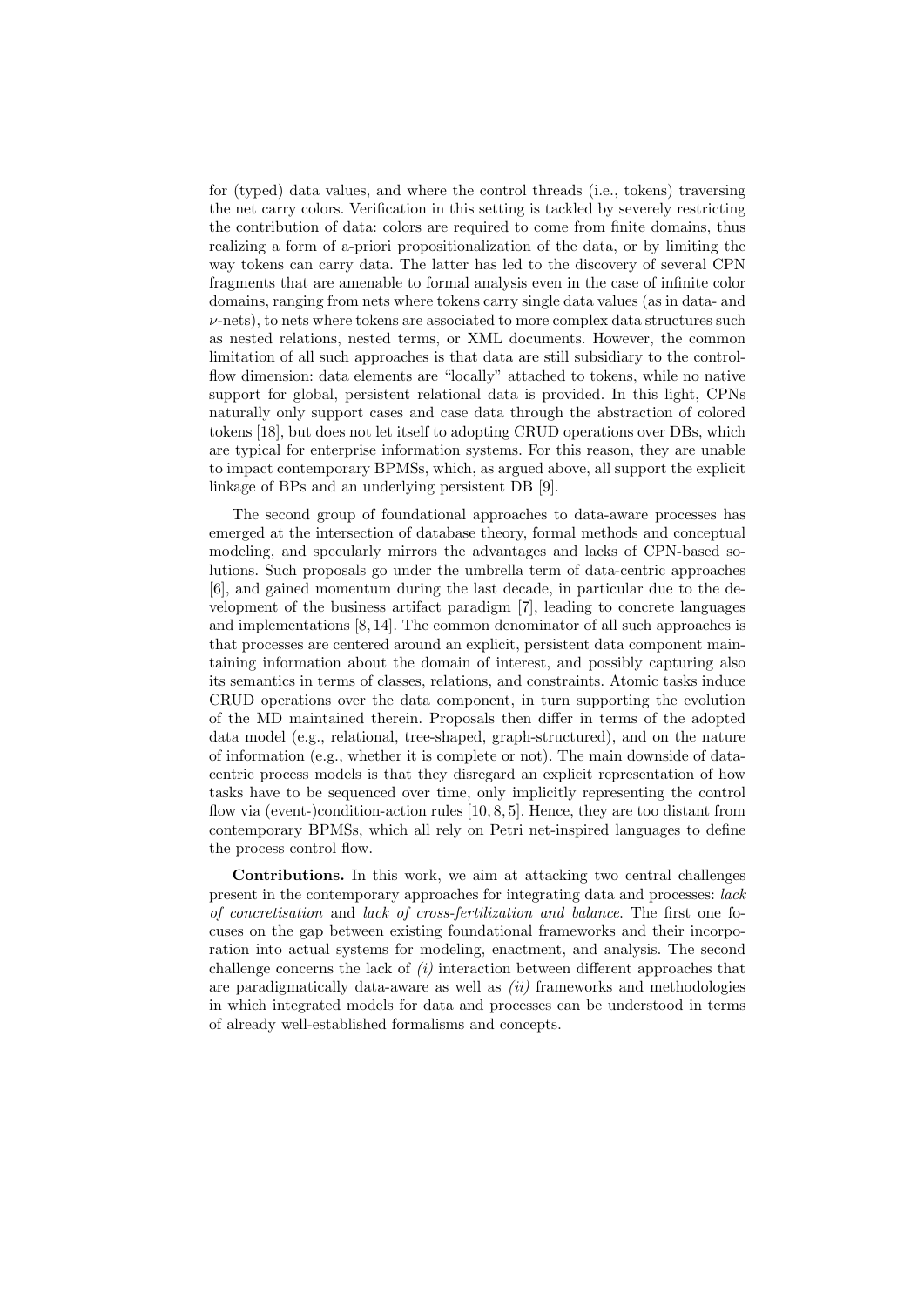for (typed) data values, and where the control threads (i.e., tokens) traversing the net carry colors. Verification in this setting is tackled by severely restricting the contribution of data: colors are required to come from finite domains, thus realizing a form of a-priori propositionalization of the data, or by limiting the way tokens can carry data. The latter has led to the discovery of several CPN fragments that are amenable to formal analysis even in the case of infinite color domains, ranging from nets where tokens carry single data values (as in data- and $\nu$-nets), to nets where tokens are associated to more complex data structures such as nested relations, nested terms, or XML documents. However, the common limitation of all such approaches is that data are still subsidiary to the control-flow dimension: data elements are "locally" attached to tokens, while no native support for global, persistent relational data is provided. In this light, CPNs naturally only support cases and case data through the abstraction of colored tokens [18], but does not let itself to adopting CRUD operations over DBs, which are typical for enterprise information systems. For this reason, they are unable to impact contemporary BPMSs, which, as argued above, all support the explicit linkage of BPs and an underlying persistent DB [9].

The second group of foundational approaches to data-aware processes has emerged at the intersection of database theory, formal methods and conceptual modeling, and specularly mirrors the advantages and lacks of CPN-based solutions. Such proposals go under the umbrella term of data-centric approaches [6], and gained momentum during the last decade, in particular due to the development of the business artifact paradigm [7], leading to concrete languages and implementations [8, 14]. The common denominator of all such approaches is that processes are centered around an explicit, persistent data component maintaining information about the domain of interest, and possibly capturing also its semantics in terms of classes, relations, and constraints. Atomic tasks induce CRUD operations over the data component, in turn supporting the evolution of the MD maintained therein. Proposals then differ in terms of the adopted data model (e.g., relational, tree-shaped, graph-structured), and on the nature of information (e.g., whether it is complete or not). The main downside of data-centric process models is that they disregard an explicit representation of how tasks have to be sequenced over time, only implicitly representing the control flow via (event-)condition-action rules [10, 8, 5]. Hence, they are too distant from contemporary BPMSs, which all rely on Petri net-inspired languages to define the process control flow.

**Contributions.** In this work, we aim at attacking two central challenges present in the contemporary approaches for integrating data and processes: *lack of concretisation* and *lack of cross-fertilization and balance*. The first one focuses on the gap between existing foundational frameworks and their incorporation into actual systems for modeling, enactment, and analysis. The second challenge concerns the lack of *(i)* interaction between different approaches that are paradigmatically data-aware as well as *(ii)* frameworks and methodologies in which integrated models for data and processes can be understood in terms of already well-established formalisms and concepts.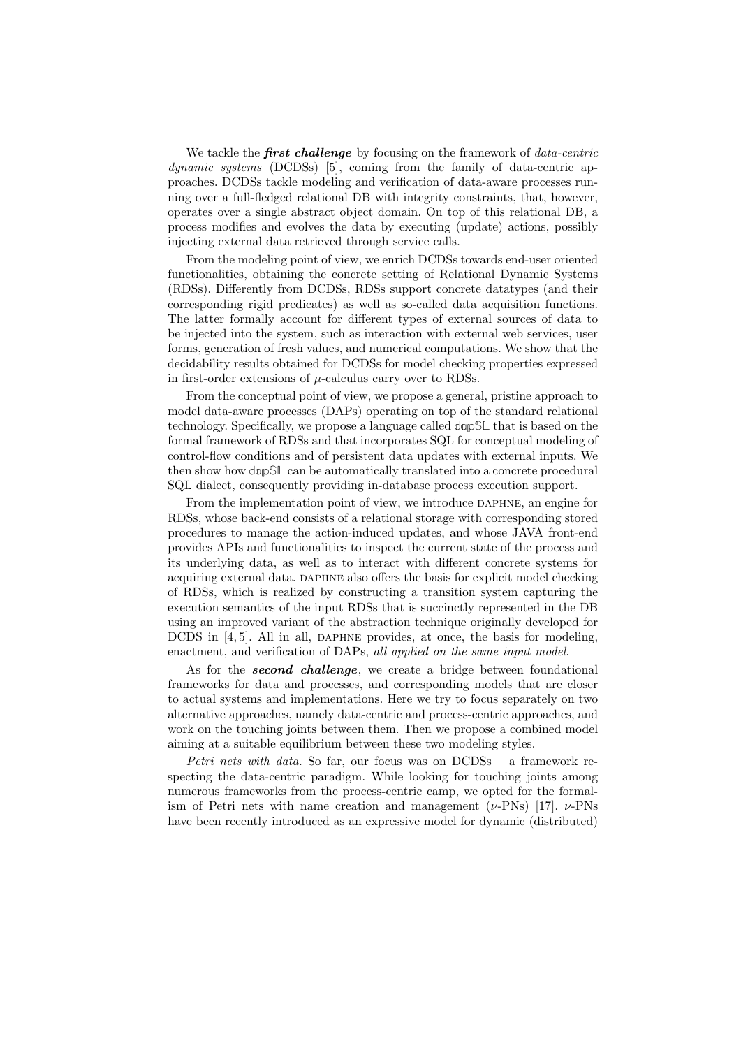We tackle the ***first challenge*** by focusing on the framework of *data-centric dynamic systems* (DCDSs) [5], coming from the family of data-centric approaches. DCDSs tackle modeling and verification of data-aware processes running over a full-fledged relational DB with integrity constraints, that, however, operates over a single abstract object domain. On top of this relational DB, a process modifies and evolves the data by executing (update) actions, possibly injecting external data retrieved through service calls.

From the modeling point of view, we enrich DCDSs towards end-user oriented functionalities, obtaining the concrete setting of Relational Dynamic Systems (RDSs). Differently from DCDSs, RDSs support concrete datatypes (and their corresponding rigid predicates) as well as so-called data acquisition functions. The latter formally account for different types of external sources of data to be injected into the system, such as interaction with external web services, user forms, generation of fresh values, and numerical computations. We show that the decidability results obtained for DCDSs for model checking properties expressed in first-order extensions of $\mu$-calculus carry over to RDSs.

From the conceptual point of view, we propose a general, pristine approach to model data-aware processes (DAPs) operating on top of the standard relational technology. Specifically, we propose a language called $\mathbb{dapSL}$ that is based on the formal framework of RDSs and that incorporates SQL for conceptual modeling of control-flow conditions and of persistent data updates with external inputs. We then show how $\mathbb{dapSL}$ can be automatically translated into a concrete procedural SQL dialect, consequently providing in-database process execution support.

From the implementation point of view, we introduce DAPHNE, an engine for RDSs, whose back-end consists of a relational storage with corresponding stored procedures to manage the action-induced updates, and whose JAVA front-end provides APIs and functionalities to inspect the current state of the process and its underlying data, as well as to interact with different concrete systems for acquiring external data. DAPHNE also offers the basis for explicit model checking of RDSs, which is realized by constructing a transition system capturing the execution semantics of the input RDSs that is succinctly represented in the DB using an improved variant of the abstraction technique originally developed for DCDS in [4, 5]. All in all, DAPHNE provides, at once, the basis for modeling, enactment, and verification of DAPs, *all applied on the same input model*.

As for the ***second challenge***, we create a bridge between foundational frameworks for data and processes, and corresponding models that are closer to actual systems and implementations. Here we try to focus separately on two alternative approaches, namely data-centric and process-centric approaches, and work on the touching joints between them. Then we propose a combined model aiming at a suitable equilibrium between these two modeling styles.

*Petri nets with data.* So far, our focus was on DCDSs – a framework respecting the data-centric paradigm. While looking for touching joints among numerous frameworks from the process-centric camp, we opted for the formalism of Petri nets with name creation and management ($\nu$-PNs) [17]. $\nu$-PNs have been recently introduced as an expressive model for dynamic (distributed)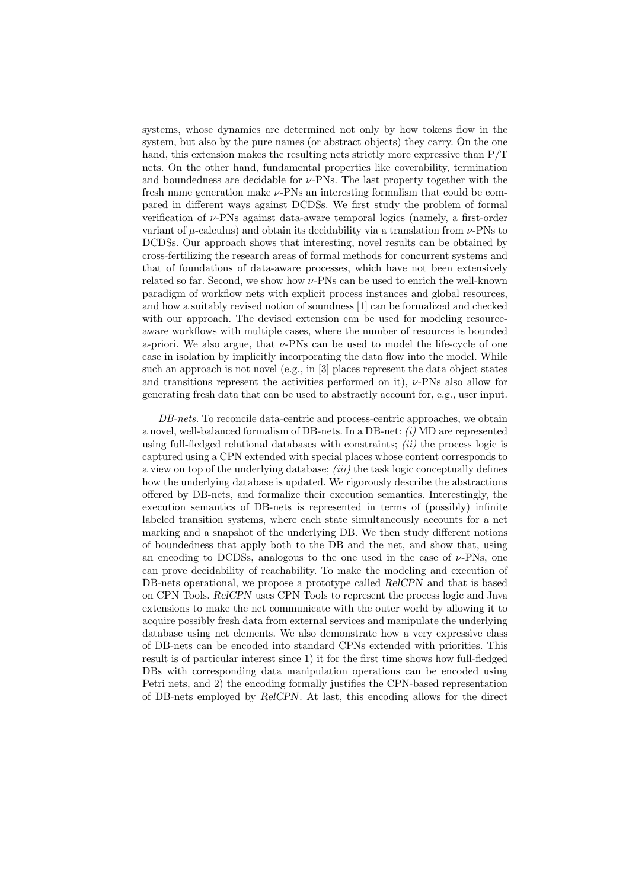systems, whose dynamics are determined not only by how tokens flow in the system, but also by the pure names (or abstract objects) they carry. On the one hand, this extension makes the resulting nets strictly more expressive than P/T nets. On the other hand, fundamental properties like coverability, termination and boundedness are decidable for $\nu$-PNs. The last property together with the fresh name generation make $\nu$-PNs an interesting formalism that could be compared in different ways against DCDSs. We first study the problem of formal verification of $\nu$-PNs against data-aware temporal logics (namely, a first-order variant of $\mu$-calculus) and obtain its decidability via a translation from $\nu$-PNs to DCDSs. Our approach shows that interesting, novel results can be obtained by cross-fertilizing the research areas of formal methods for concurrent systems and that of foundations of data-aware processes, which have not been extensively related so far. Second, we show how $\nu$-PNs can be used to enrich the well-known paradigm of workflow nets with explicit process instances and global resources, and how a suitably revised notion of soundness [1] can be formalized and checked with our approach. The devised extension can be used for modeling resource-aware workflows with multiple cases, where the number of resources is bounded a-priori. We also argue, that $\nu$-PNs can be used to model the life-cycle of one case in isolation by implicitly incorporating the data flow into the model. While such an approach is not novel (e.g., in [3] places represent the data object states and transitions represent the activities performed on it), $\nu$-PNs also allow for generating fresh data that can be used to abstractly account for, e.g., user input.

*DB-nets.* To reconcile data-centric and process-centric approaches, we obtain a novel, well-balanced formalism of DB-nets. In a DB-net: *(i)* MD are represented using full-fledged relational databases with constraints; *(ii)* the process logic is captured using a CPN extended with special places whose content corresponds to a view on top of the underlying database; *(iii)* the task logic conceptually defines how the underlying database is updated. We rigorously describe the abstractions offered by DB-nets, and formalize their execution semantics. Interestingly, the execution semantics of DB-nets is represented in terms of (possibly) infinite labeled transition systems, where each state simultaneously accounts for a net marking and a snapshot of the underlying DB. We then study different notions of boundedness that apply both to the DB and the net, and show that, using an encoding to DCDSs, analogous to the one used in the case of $\nu$-PNs, one can prove decidability of reachability. To make the modeling and execution of DB-nets operational, we propose a prototype called *RelCPN* and that is based on CPN Tools. *RelCPN* uses CPN Tools to represent the process logic and Java extensions to make the net communicate with the outer world by allowing it to acquire possibly fresh data from external services and manipulate the underlying database using net elements. We also demonstrate how a very expressive class of DB-nets can be encoded into standard CPNs extended with priorities. This result is of particular interest since 1) it for the first time shows how full-fledged DBs with corresponding data manipulation operations can be encoded using Petri nets, and 2) the encoding formally justifies the CPN-based representation of DB-nets employed by *RelCPN*. At last, this encoding allows for the direct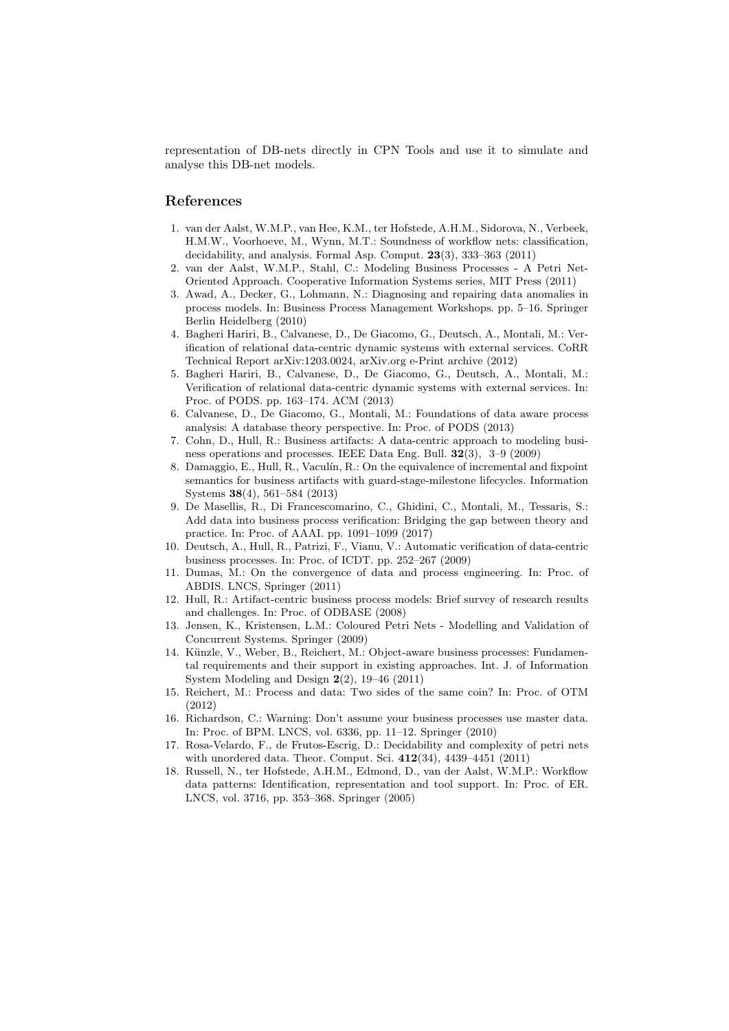representation of DB-nets directly in CPN Tools and use it to simulate and analyse this DB-net models.

## References

1. van der Aalst, W.M.P., van Hee, K.M., ter Hofstede, A.H.M., Sidorova, N., Verbeek, H.M.W., Voorhoeve, M., Wynn, M.T.: Soundness of workflow nets: classification, decidability, and analysis. Formal Asp. Comput. **23**(3), 333–363 (2011)
2. van der Aalst, W.M.P., Stahl, C.: Modeling Business Processes - A Petri Net-Oriented Approach. Cooperative Information Systems series, MIT Press (2011)
3. Awad, A., Decker, G., Lohmann, N.: Diagnosing and repairing data anomalies in process models. In: Business Process Management Workshops. pp. 5–16. Springer Berlin Heidelberg (2010)
4. Bagheri Hariri, B., Calvanese, D., De Giacomo, G., Deutsch, A., Montali, M.: Verification of relational data-centric dynamic systems with external services. CoRR Technical Report arXiv:1203.0024, arXiv.org e-Print archive (2012)
5. Bagheri Hariri, B., Calvanese, D., De Giacomo, G., Deutsch, A., Montali, M.: Verification of relational data-centric dynamic systems with external services. In: Proc. of PODS. pp. 163–174. ACM (2013)
6. Calvanese, D., De Giacomo, G., Montali, M.: Foundations of data aware process analysis: A database theory perspective. In: Proc. of PODS (2013)
7. Cohn, D., Hull, R.: Business artifacts: A data-centric approach to modeling business operations and processes. IEEE Data Eng. Bull. **32**(3), 3–9 (2009)
8. Damaggio, E., Hull, R., Vaculín, R.: On the equivalence of incremental and fixpoint semantics for business artifacts with guard-stage-milestone lifecycles. Information Systems **38**(4), 561–584 (2013)
9. De Masellis, R., Di Francescomarino, C., Ghidini, C., Montali, M., Tessaris, S.: Add data into business process verification: Bridging the gap between theory and practice. In: Proc. of AAAI. pp. 1091–1099 (2017)
10. Deutsch, A., Hull, R., Patrizi, F., Vianu, V.: Automatic verification of data-centric business processes. In: Proc. of ICDT. pp. 252–267 (2009)
11. Dumas, M.: On the convergence of data and process engineering. In: Proc. of ABDIS. LNCS, Springer (2011)
12. Hull, R.: Artifact-centric business process models: Brief survey of research results and challenges. In: Proc. of ODBASE (2008)
13. Jensen, K., Kristensen, L.M.: Coloured Petri Nets - Modelling and Validation of Concurrent Systems. Springer (2009)
14. Künzle, V., Weber, B., Reichert, M.: Object-aware business processes: Fundamental requirements and their support in existing approaches. Int. J. of Information System Modeling and Design **2**(2), 19–46 (2011)
15. Reichert, M.: Process and data: Two sides of the same coin? In: Proc. of OTM (2012)
16. Richardson, C.: Warning: Don't assume your business processes use master data. In: Proc. of BPM. LNCS, vol. 6336, pp. 11–12. Springer (2010)
17. Rosa-Velardo, F., de Frutos-Escrig, D.: Decidability and complexity of petri nets with unordered data. Theor. Comput. Sci. **412**(34), 4439–4451 (2011)
18. Russell, N., ter Hofstede, A.H.M., Edmond, D., van der Aalst, W.M.P.: Workflow data patterns: Identification, representation and tool support. In: Proc. of ER. LNCS, vol. 3716, pp. 353–368. Springer (2005)